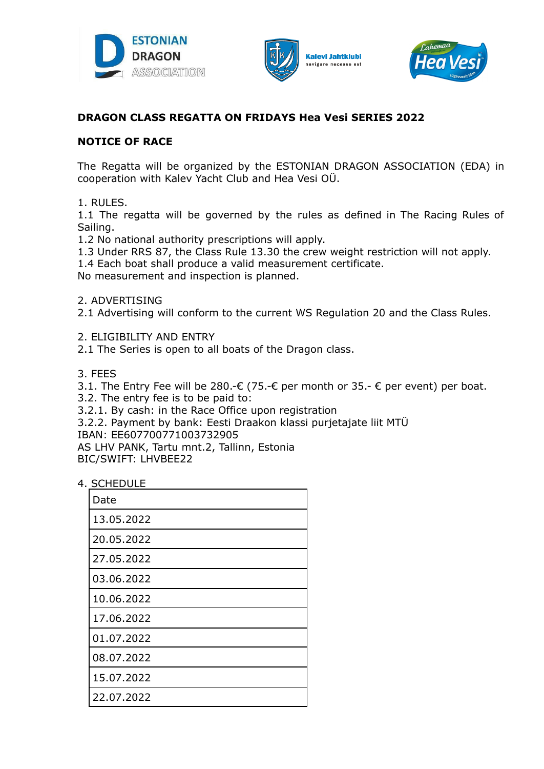**DRAGON CLASS REGATTA ON FRIDAYS Hea Vesi SERIES 2022**

**NOTICE OF RACE**

The Regatta will be organized by the ESTONIAN DRAGON ASSOCIATION (EDA) in cooperation with Kalev Yacht Club and Hea Vesi OÜ.

1. RULES.
1.1 The regatta will be governed by the rules as defined in The Racing Rules of Sailing.
1.2 No national authority prescriptions will apply.
1.3 Under RRS 87, the Class Rule 13.30 the crew weight restriction will not apply.
1.4 Each boat shall produce a valid measurement certificate.
No measurement and inspection is planned.

2. ADVERTISING
2.1 Advertising will conform to the current WS Regulation 20 and the Class Rules.

2. ELIGIBILITY AND ENTRY
2.1 The Series is open to all boats of the Dragon class.

3. FEES
3.1. The Entry Fee will be 280.-€ (75.-€ per month or 35.- € per event) per boat.
3.2. The entry fee is to be paid to:
3.2.1. By cash: in the Race Office upon registration
3.2.2. Payment by bank: Eesti Draakon klassi purjetajate liit MTÜ
IBAN: EE607700771003732905
AS LHV PANK, Tartu mnt.2, Tallinn, Estonia
BIC/SWIFT: LHVBEE22

4. SCHEDULE

| Date |
|---|
| 13.05.2022 |
| 20.05.2022 |
| 27.05.2022 |
| 03.06.2022 |
| 10.06.2022 |
| 17.06.2022 |
| 01.07.2022 |
| 08.07.2022 |
| 15.07.2022 |
| 22.07.2022 |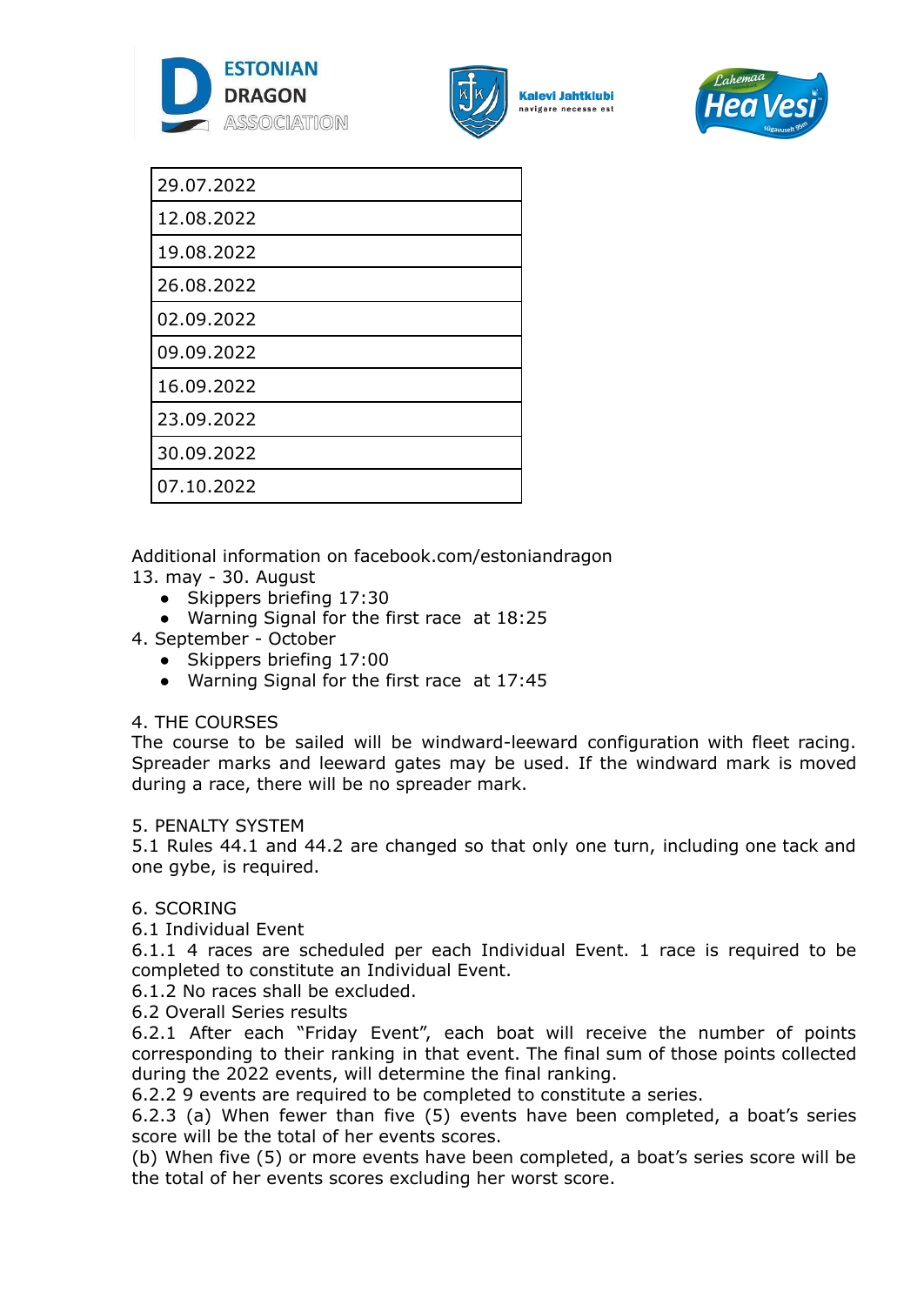| 29.07.2022 |
|---|
| 12.08.2022 |
| 19.08.2022 |
| 26.08.2022 |
| 02.09.2022 |
| 09.09.2022 |
| 16.09.2022 |
| 23.09.2022 |
| 30.09.2022 |
| 07.10.2022 |

Additional information on facebook.com/estoniandragon

13. may - 30. August

- Skippers briefing 17:30
- Warning Signal for the first race at 18:25

4. September - October

- Skippers briefing 17:00
- Warning Signal for the first race at 17:45

## 4. THE COURSES

The course to be sailed will be windward-leeward configuration with fleet racing. Spreader marks and leeward gates may be used. If the windward mark is moved during a race, there will be no spreader mark.

## 5. PENALTY SYSTEM

5.1 Rules 44.1 and 44.2 are changed so that only one turn, including one tack and one gybe, is required.

## 6. SCORING

6.1 Individual Event

6.1.1 4 races are scheduled per each Individual Event. 1 race is required to be completed to constitute an Individual Event.

6.1.2 No races shall be excluded.

6.2 Overall Series results

6.2.1 After each "Friday Event", each boat will receive the number of points corresponding to their ranking in that event. The final sum of those points collected during the 2022 events, will determine the final ranking.

6.2.2 9 events are required to be completed to constitute a series.

6.2.3 (a) When fewer than five (5) events have been completed, a boat's series score will be the total of her events scores.

(b) When five (5) or more events have been completed, a boat's series score will be the total of her events scores excluding her worst score.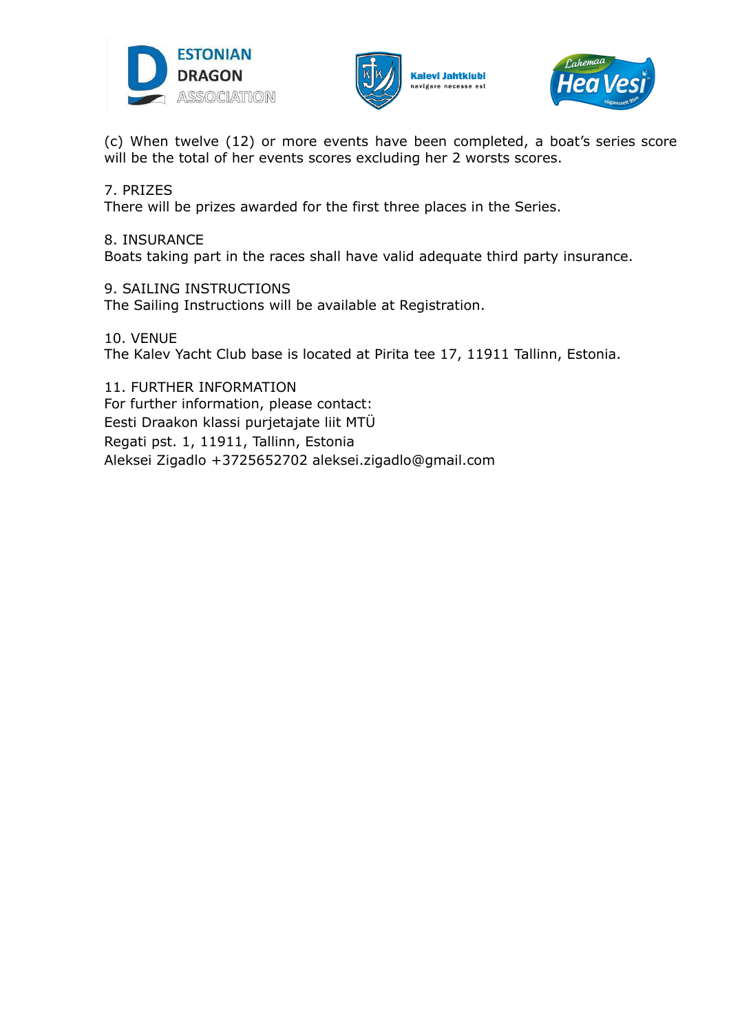(c) When twelve (12) or more events have been completed, a boat's series score will be the total of her events scores excluding her 2 worsts scores.

7. PRIZES

There will be prizes awarded for the first three places in the Series.

8. INSURANCE

Boats taking part in the races shall have valid adequate third party insurance.

9. SAILING INSTRUCTIONS

The Sailing Instructions will be available at Registration.

10. VENUE

The Kalev Yacht Club base is located at Pirita tee 17, 11911 Tallinn, Estonia.

11. FURTHER INFORMATION

For further information, please contact:
Eesti Draakon klassi purjetajate liit MTÜ
Regati pst. 1, 11911, Tallinn, Estonia
Aleksei Zigadlo +3725652702 aleksei.zigadlo@gmail.com